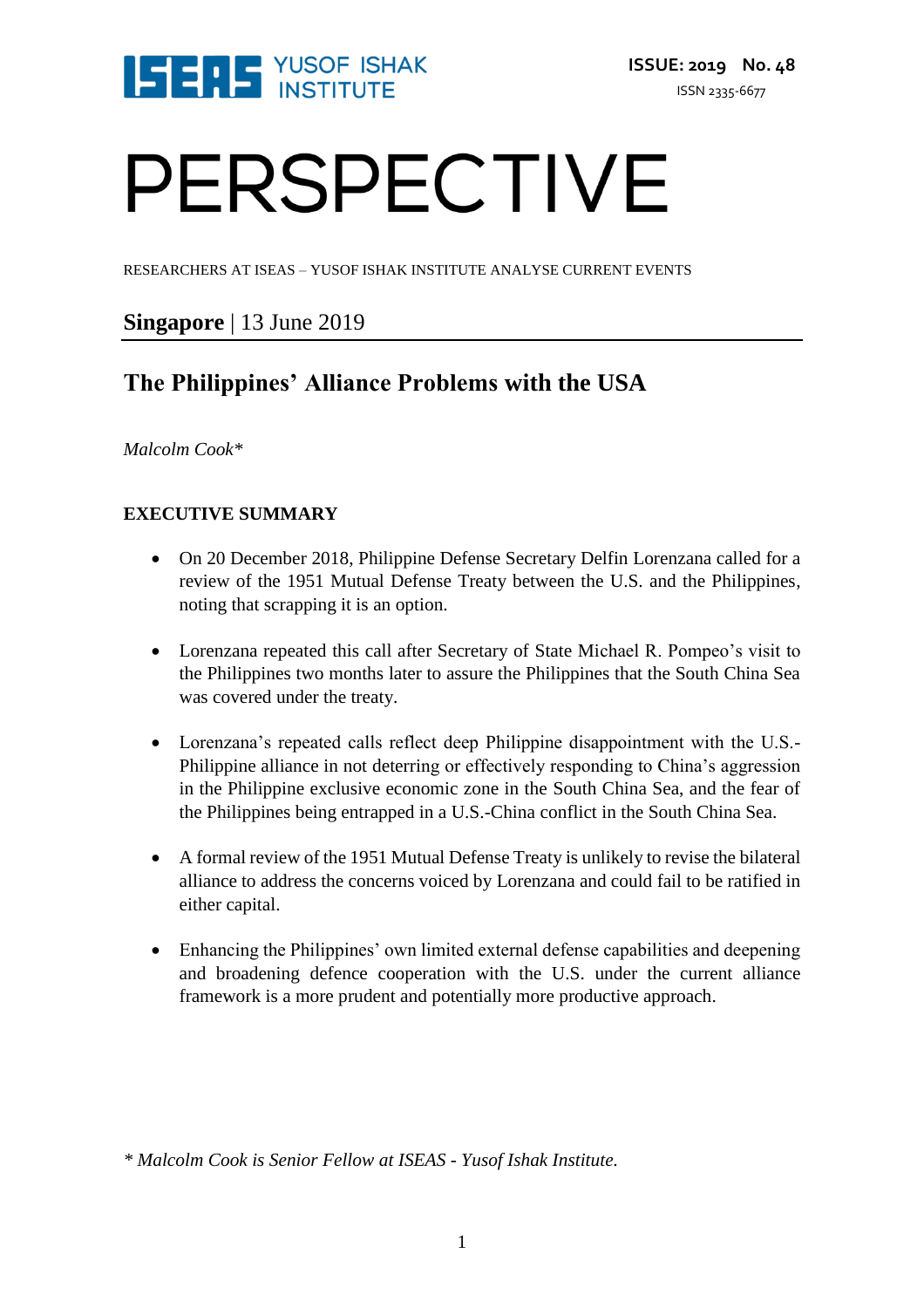ISSUE: 2019 No. 48

ISSN 2335-6677

# PERSPECTIVE

RESEARCHERS AT ISEAS – YUSOF ISHAK INSTITUTE ANALYSE CURRENT EVENTS

**Singapore** | 13 June 2019

## The Philippines' Alliance Problems with the USA

*Malcolm Cook**

### EXECUTIVE SUMMARY

- On 20 December 2018, Philippine Defense Secretary Delfin Lorenzana called for a review of the 1951 Mutual Defense Treaty between the U.S. and the Philippines, noting that scrapping it is an option.

- Lorenzana repeated this call after Secretary of State Michael R. Pompeo's visit to the Philippines two months later to assure the Philippines that the South China Sea was covered under the treaty.

- Lorenzana's repeated calls reflect deep Philippine disappointment with the U.S.-Philippine alliance in not deterring or effectively responding to China's aggression in the Philippine exclusive economic zone in the South China Sea, and the fear of the Philippines being entrapped in a U.S.-China conflict in the South China Sea.

- A formal review of the 1951 Mutual Defense Treaty is unlikely to revise the bilateral alliance to address the concerns voiced by Lorenzana and could fail to be ratified in either capital.

- Enhancing the Philippines' own limited external defense capabilities and deepening and broadening defence cooperation with the U.S. under the current alliance framework is a more prudent and potentially more productive approach.

*\* Malcolm Cook is Senior Fellow at ISEAS - Yusof Ishak Institute.*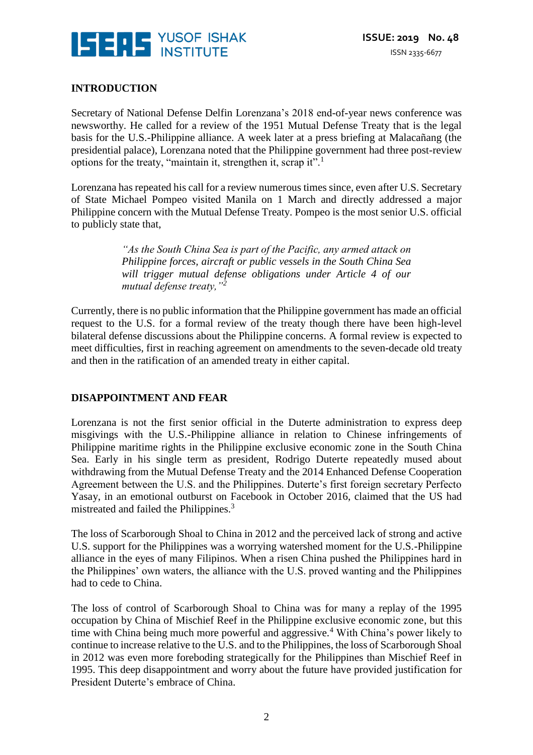## INTRODUCTION

Secretary of National Defense Delfin Lorenzana's 2018 end-of-year news conference was newsworthy. He called for a review of the 1951 Mutual Defense Treaty that is the legal basis for the U.S.-Philippine alliance. A week later at a press briefing at Malacañang (the presidential palace), Lorenzana noted that the Philippine government had three post-review options for the treaty, "maintain it, strengthen it, scrap it".[1]

Lorenzana has repeated his call for a review numerous times since, even after U.S. Secretary of State Michael Pompeo visited Manila on 1 March and directly addressed a major Philippine concern with the Mutual Defense Treaty. Pompeo is the most senior U.S. official to publicly state that,

> *"As the South China Sea is part of the Pacific, any armed attack on Philippine forces, aircraft or public vessels in the South China Sea will trigger mutual defense obligations under Article 4 of our mutual defense treaty,"*[2]

Currently, there is no public information that the Philippine government has made an official request to the U.S. for a formal review of the treaty though there have been high-level bilateral defense discussions about the Philippine concerns. A formal review is expected to meet difficulties, first in reaching agreement on amendments to the seven-decade old treaty and then in the ratification of an amended treaty in either capital.

## DISAPPOINTMENT AND FEAR

Lorenzana is not the first senior official in the Duterte administration to express deep misgivings with the U.S.-Philippine alliance in relation to Chinese infringements of Philippine maritime rights in the Philippine exclusive economic zone in the South China Sea. Early in his single term as president, Rodrigo Duterte repeatedly mused about withdrawing from the Mutual Defense Treaty and the 2014 Enhanced Defense Cooperation Agreement between the U.S. and the Philippines. Duterte's first foreign secretary Perfecto Yasay, in an emotional outburst on Facebook in October 2016, claimed that the US had mistreated and failed the Philippines.[3]

The loss of Scarborough Shoal to China in 2012 and the perceived lack of strong and active U.S. support for the Philippines was a worrying watershed moment for the U.S.-Philippine alliance in the eyes of many Filipinos. When a risen China pushed the Philippines hard in the Philippines' own waters, the alliance with the U.S. proved wanting and the Philippines had to cede to China.

The loss of control of Scarborough Shoal to China was for many a replay of the 1995 occupation by China of Mischief Reef in the Philippine exclusive economic zone, but this time with China being much more powerful and aggressive.[4] With China's power likely to continue to increase relative to the U.S. and to the Philippines, the loss of Scarborough Shoal in 2012 was even more foreboding strategically for the Philippines than Mischief Reef in 1995. This deep disappointment and worry about the future have provided justification for President Duterte's embrace of China.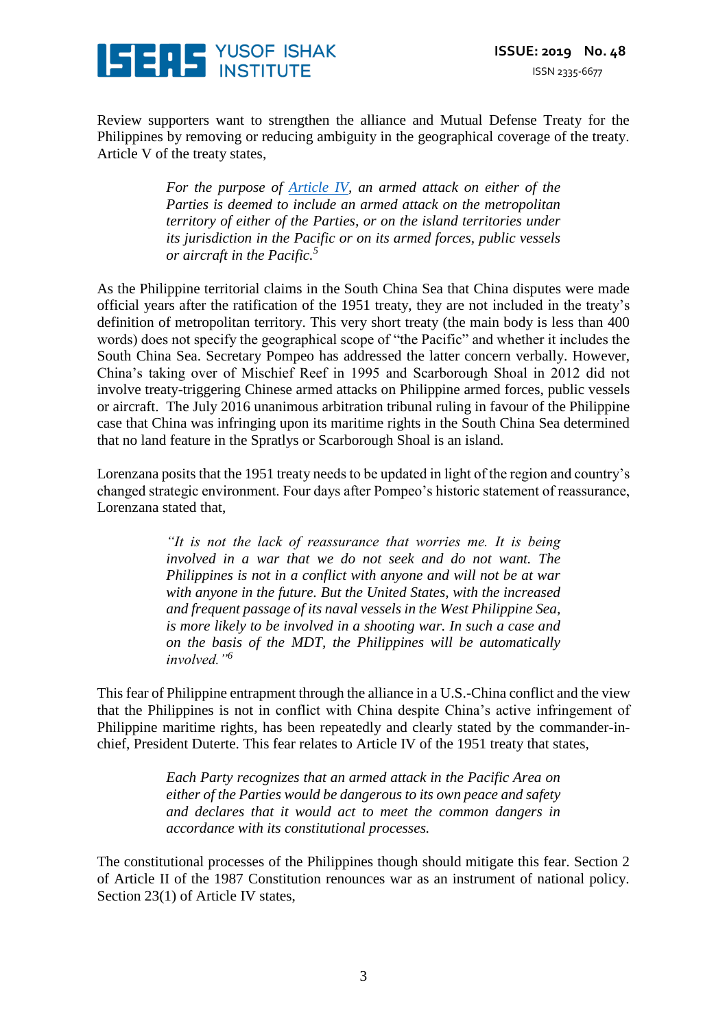Review supporters want to strengthen the alliance and Mutual Defense Treaty for the Philippines by removing or reducing ambiguity in the geographical coverage of the treaty. Article V of the treaty states,

> *For the purpose of [Article IV](#), an armed attack on either of the Parties is deemed to include an armed attack on the metropolitan territory of either of the Parties, or on the island territories under its jurisdiction in the Pacific or on its armed forces, public vessels or aircraft in the Pacific.*[5]

As the Philippine territorial claims in the South China Sea that China disputes were made official years after the ratification of the 1951 treaty, they are not included in the treaty's definition of metropolitan territory. This very short treaty (the main body is less than 400 words) does not specify the geographical scope of "the Pacific" and whether it includes the South China Sea. Secretary Pompeo has addressed the latter concern verbally. However, China's taking over of Mischief Reef in 1995 and Scarborough Shoal in 2012 did not involve treaty-triggering Chinese armed attacks on Philippine armed forces, public vessels or aircraft. The July 2016 unanimous arbitration tribunal ruling in favour of the Philippine case that China was infringing upon its maritime rights in the South China Sea determined that no land feature in the Spratlys or Scarborough Shoal is an island.

Lorenzana posits that the 1951 treaty needs to be updated in light of the region and country's changed strategic environment. Four days after Pompeo's historic statement of reassurance, Lorenzana stated that,

> *"It is not the lack of reassurance that worries me. It is being involved in a war that we do not seek and do not want. The Philippines is not in a conflict with anyone and will not be at war with anyone in the future. But the United States, with the increased and frequent passage of its naval vessels in the West Philippine Sea, is more likely to be involved in a shooting war. In such a case and on the basis of the MDT, the Philippines will be automatically involved."*[6]

This fear of Philippine entrapment through the alliance in a U.S.-China conflict and the view that the Philippines is not in conflict with China despite China's active infringement of Philippine maritime rights, has been repeatedly and clearly stated by the commander-in-chief, President Duterte. This fear relates to Article IV of the 1951 treaty that states,

> *Each Party recognizes that an armed attack in the Pacific Area on either of the Parties would be dangerous to its own peace and safety and declares that it would act to meet the common dangers in accordance with its constitutional processes.*

The constitutional processes of the Philippines though should mitigate this fear. Section 2 of Article II of the 1987 Constitution renounces war as an instrument of national policy. Section 23(1) of Article IV states,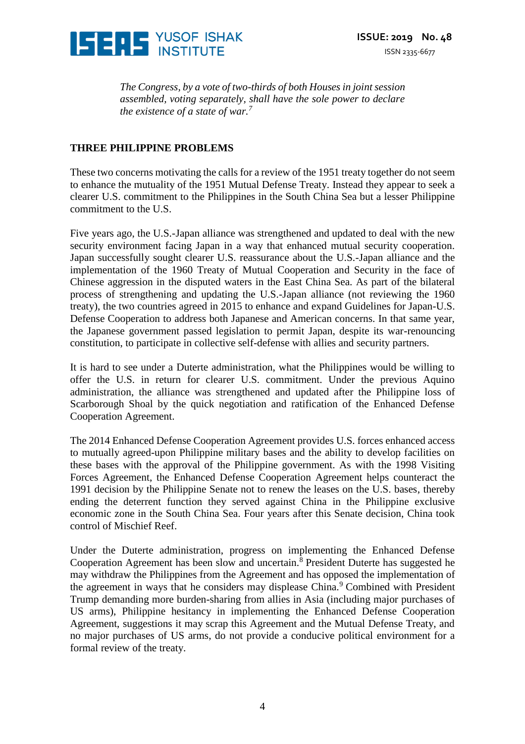*The Congress, by a vote of two-thirds of both Houses in joint session assembled, voting separately, shall have the sole power to declare the existence of a state of war.*[7]

**THREE PHILIPPINE PROBLEMS**

These two concerns motivating the calls for a review of the 1951 treaty together do not seem to enhance the mutuality of the 1951 Mutual Defense Treaty. Instead they appear to seek a clearer U.S. commitment to the Philippines in the South China Sea but a lesser Philippine commitment to the U.S.

Five years ago, the U.S.-Japan alliance was strengthened and updated to deal with the new security environment facing Japan in a way that enhanced mutual security cooperation. Japan successfully sought clearer U.S. reassurance about the U.S.-Japan alliance and the implementation of the 1960 Treaty of Mutual Cooperation and Security in the face of Chinese aggression in the disputed waters in the East China Sea. As part of the bilateral process of strengthening and updating the U.S.-Japan alliance (not reviewing the 1960 treaty), the two countries agreed in 2015 to enhance and expand Guidelines for Japan-U.S. Defense Cooperation to address both Japanese and American concerns. In that same year, the Japanese government passed legislation to permit Japan, despite its war-renouncing constitution, to participate in collective self-defense with allies and security partners.

It is hard to see under a Duterte administration, what the Philippines would be willing to offer the U.S. in return for clearer U.S. commitment. Under the previous Aquino administration, the alliance was strengthened and updated after the Philippine loss of Scarborough Shoal by the quick negotiation and ratification of the Enhanced Defense Cooperation Agreement.

The 2014 Enhanced Defense Cooperation Agreement provides U.S. forces enhanced access to mutually agreed-upon Philippine military bases and the ability to develop facilities on these bases with the approval of the Philippine government. As with the 1998 Visiting Forces Agreement, the Enhanced Defense Cooperation Agreement helps counteract the 1991 decision by the Philippine Senate not to renew the leases on the U.S. bases, thereby ending the deterrent function they served against China in the Philippine exclusive economic zone in the South China Sea. Four years after this Senate decision, China took control of Mischief Reef.

Under the Duterte administration, progress on implementing the Enhanced Defense Cooperation Agreement has been slow and uncertain.[8] President Duterte has suggested he may withdraw the Philippines from the Agreement and has opposed the implementation of the agreement in ways that he considers may displease China.[9] Combined with President Trump demanding more burden-sharing from allies in Asia (including major purchases of US arms), Philippine hesitancy in implementing the Enhanced Defense Cooperation Agreement, suggestions it may scrap this Agreement and the Mutual Defense Treaty, and no major purchases of US arms, do not provide a conducive political environment for a formal review of the treaty.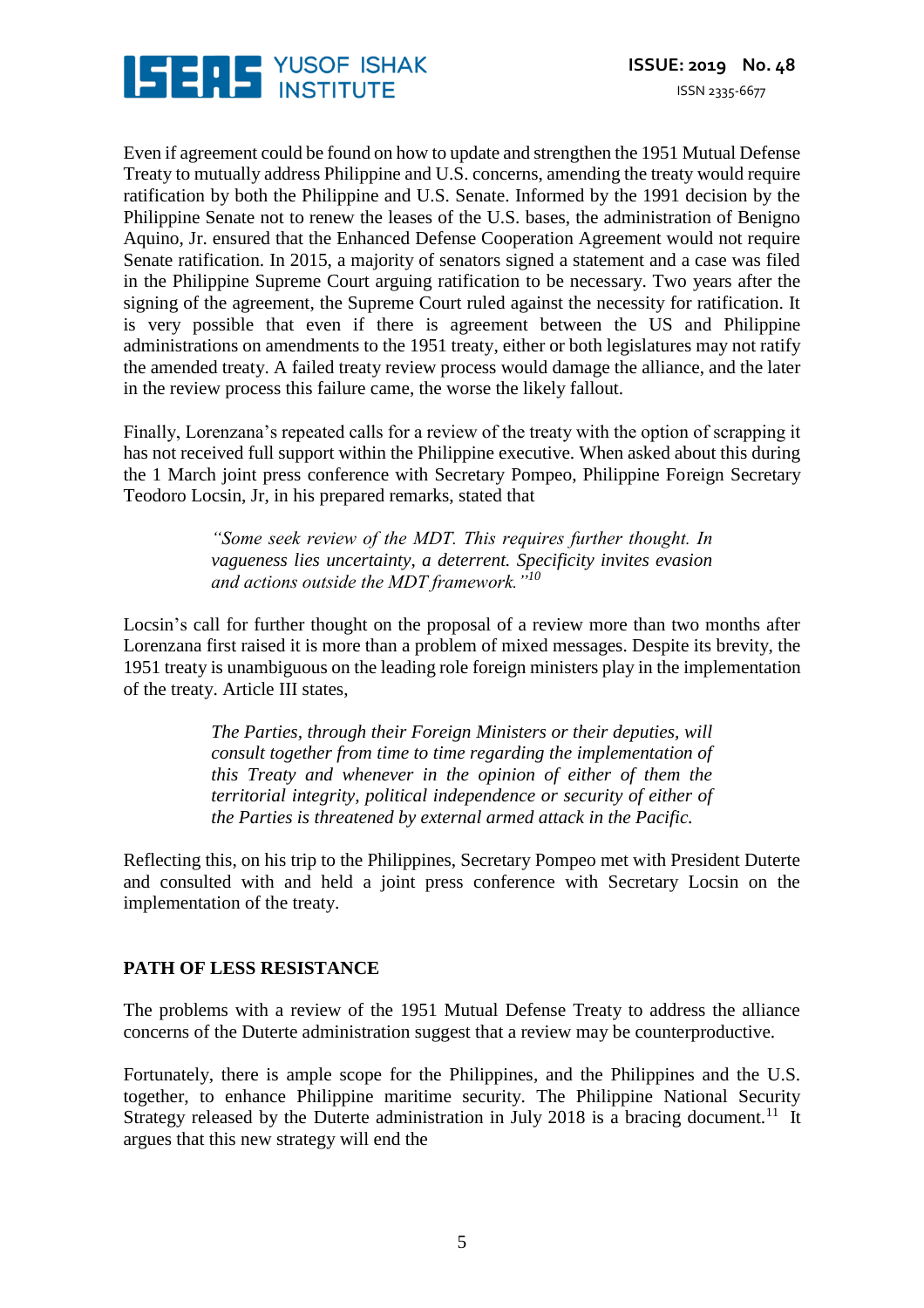Even if agreement could be found on how to update and strengthen the 1951 Mutual Defense Treaty to mutually address Philippine and U.S. concerns, amending the treaty would require ratification by both the Philippine and U.S. Senate. Informed by the 1991 decision by the Philippine Senate not to renew the leases of the U.S. bases, the administration of Benigno Aquino, Jr. ensured that the Enhanced Defense Cooperation Agreement would not require Senate ratification. In 2015, a majority of senators signed a statement and a case was filed in the Philippine Supreme Court arguing ratification to be necessary. Two years after the signing of the agreement, the Supreme Court ruled against the necessity for ratification. It is very possible that even if there is agreement between the US and Philippine administrations on amendments to the 1951 treaty, either or both legislatures may not ratify the amended treaty. A failed treaty review process would damage the alliance, and the later in the review process this failure came, the worse the likely fallout.

Finally, Lorenzana's repeated calls for a review of the treaty with the option of scrapping it has not received full support within the Philippine executive. When asked about this during the 1 March joint press conference with Secretary Pompeo, Philippine Foreign Secretary Teodoro Locsin, Jr, in his prepared remarks, stated that

> *"Some seek review of the MDT. This requires further thought. In vagueness lies uncertainty, a deterrent. Specificity invites evasion and actions outside the MDT framework."*[10]

Locsin's call for further thought on the proposal of a review more than two months after Lorenzana first raised it is more than a problem of mixed messages. Despite its brevity, the 1951 treaty is unambiguous on the leading role foreign ministers play in the implementation of the treaty. Article III states,

> *The Parties, through their Foreign Ministers or their deputies, will consult together from time to time regarding the implementation of this Treaty and whenever in the opinion of either of them the territorial integrity, political independence or security of either of the Parties is threatened by external armed attack in the Pacific.*

Reflecting this, on his trip to the Philippines, Secretary Pompeo met with President Duterte and consulted with and held a joint press conference with Secretary Locsin on the implementation of the treaty.

## PATH OF LESS RESISTANCE

The problems with a review of the 1951 Mutual Defense Treaty to address the alliance concerns of the Duterte administration suggest that a review may be counterproductive.

Fortunately, there is ample scope for the Philippines, and the Philippines and the U.S. together, to enhance Philippine maritime security. The Philippine National Security Strategy released by the Duterte administration in July 2018 is a bracing document.[11] It argues that this new strategy will end the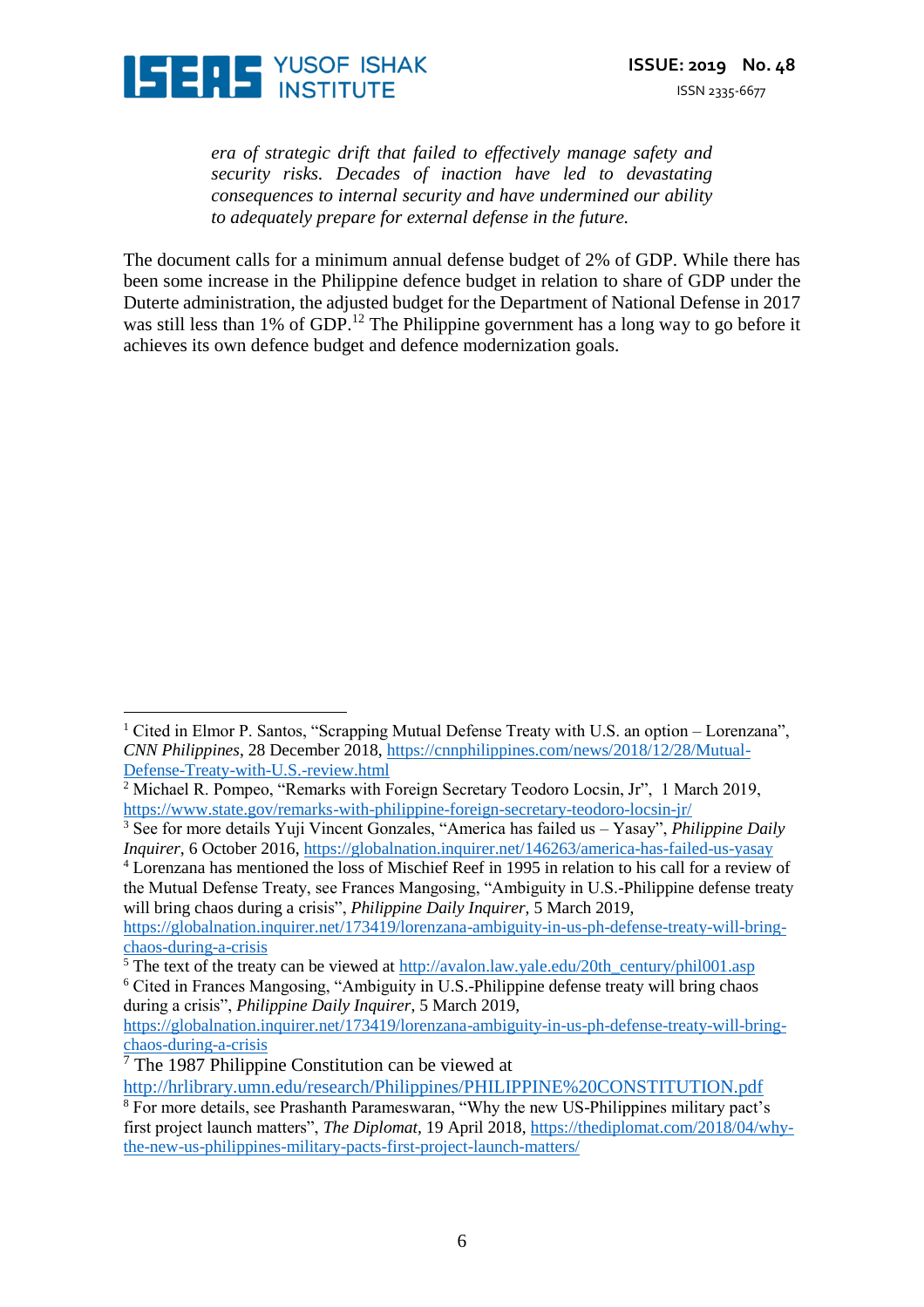> *era of strategic drift that failed to effectively manage safety and security risks. Decades of inaction have led to devastating consequences to internal security and have undermined our ability to adequately prepare for external defense in the future.*

The document calls for a minimum annual defense budget of 2% of GDP. While there has been some increase in the Philippine defence budget in relation to share of GDP under the Duterte administration, the adjusted budget for the Department of National Defense in 2017 was still less than 1% of GDP.[12] The Philippine government has a long way to go before it achieves its own defence budget and defence modernization goals.

---

[1] Cited in Elmor P. Santos, "Scrapping Mutual Defense Treaty with U.S. an option – Lorenzana", *CNN Philippines*, 28 December 2018, https://cnnphilippines.com/news/2018/12/28/Mutual-Defense-Treaty-with-U.S.-review.html

[2] Michael R. Pompeo, "Remarks with Foreign Secretary Teodoro Locsin, Jr", 1 March 2019, https://www.state.gov/remarks-with-philippine-foreign-secretary-teodoro-locsin-jr/

[3] See for more details Yuji Vincent Gonzales, "America has failed us – Yasay", *Philippine Daily Inquirer*, 6 October 2016, https://globalnation.inquirer.net/146263/america-has-failed-us-yasay

[4] Lorenzana has mentioned the loss of Mischief Reef in 1995 in relation to his call for a review of the Mutual Defense Treaty, see Frances Mangosing, "Ambiguity in U.S.-Philippine defense treaty will bring chaos during a crisis", *Philippine Daily Inquirer*, 5 March 2019, https://globalnation.inquirer.net/173419/lorenzana-ambiguity-in-us-ph-defense-treaty-will-bring-chaos-during-a-crisis

[5] The text of the treaty can be viewed at http://avalon.law.yale.edu/20th_century/phil001.asp

[6] Cited in Frances Mangosing, "Ambiguity in U.S.-Philippine defense treaty will bring chaos during a crisis", *Philippine Daily Inquirer*, 5 March 2019, https://globalnation.inquirer.net/173419/lorenzana-ambiguity-in-us-ph-defense-treaty-will-bring-chaos-during-a-crisis

[7] The 1987 Philippine Constitution can be viewed at http://hrlibrary.umn.edu/research/Philippines/PHILIPPINE%20CONSTITUTION.pdf

[8] For more details, see Prashanth Parameswaran, "Why the new US-Philippines military pact's first project launch matters", *The Diplomat*, 19 April 2018, https://thediplomat.com/2018/04/why-the-new-us-philippines-military-pacts-first-project-launch-matters/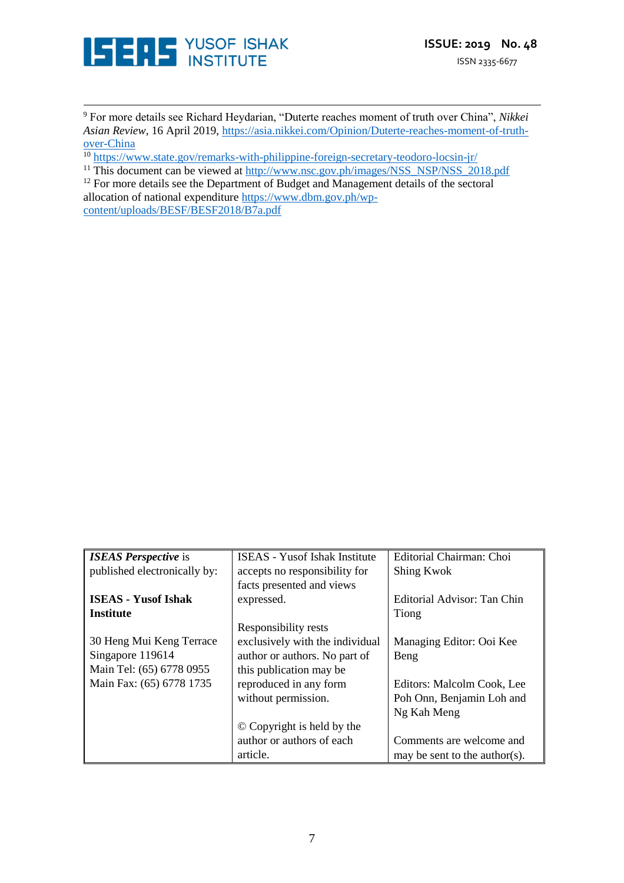[9] For more details see Richard Heydarian, "Duterte reaches moment of truth over China", *Nikkei Asian Review*, 16 April 2019, https://asia.nikkei.com/Opinion/Duterte-reaches-moment-of-truth-over-China

[10] https://www.state.gov/remarks-with-philippine-foreign-secretary-teodoro-locsin-jr/

[11] This document can be viewed at http://www.nsc.gov.ph/images/NSS_NSP/NSS_2018.pdf

[12] For more details see the Department of Budget and Management details of the sectoral allocation of national expenditure https://www.dbm.gov.ph/wp-content/uploads/BESF/BESF2018/B7a.pdf

| | | |
|---|---|---|
| ***ISEAS Perspective*** is published electronically by:<br><br>**ISEAS - Yusof Ishak Institute**<br><br>30 Heng Mui Keng Terrace Singapore 119614<br>Main Tel: (65) 6778 0955<br>Main Fax: (65) 6778 1735 | ISEAS - Yusof Ishak Institute accepts no responsibility for facts presented and views expressed.<br><br>Responsibility rests exclusively with the individual author or authors. No part of this publication may be reproduced in any form without permission.<br><br>© Copyright is held by the author or authors of each article. | Editorial Chairman: Choi Shing Kwok<br><br>Editorial Advisor: Tan Chin Tiong<br><br>Managing Editor: Ooi Kee Beng<br><br>Editors: Malcolm Cook, Lee Poh Onn, Benjamin Loh and Ng Kah Meng<br><br>Comments are welcome and may be sent to the author(s). |